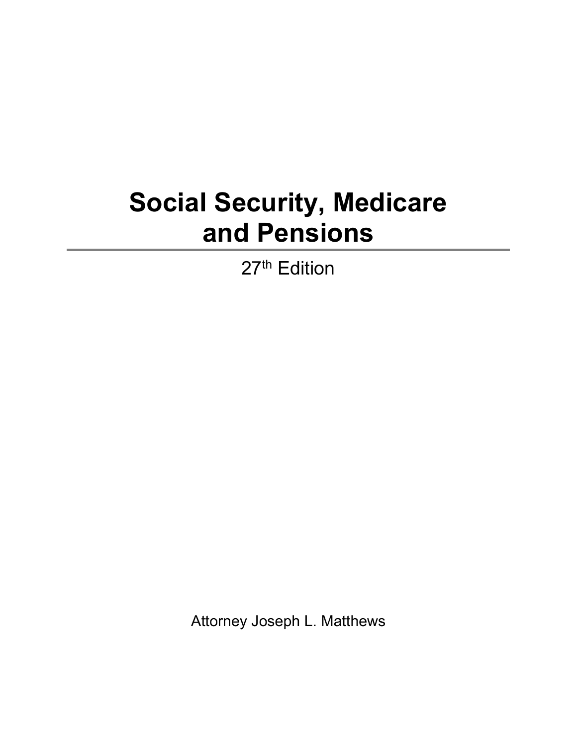# Social Security, Medicare and Pensions

27th Edition

Attorney Joseph L. Matthews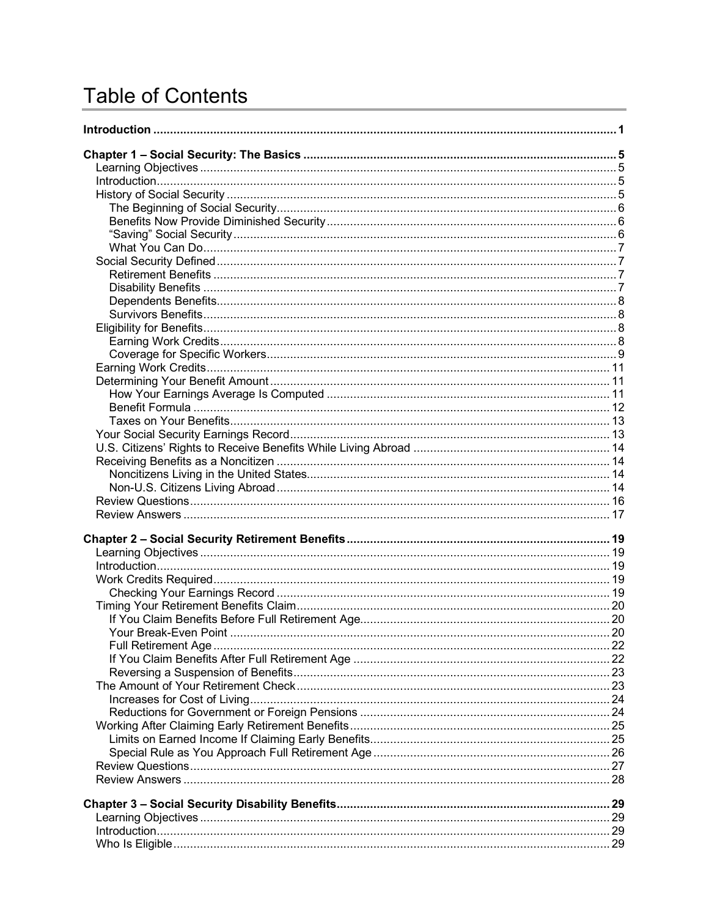# Table of Contents

**Introduction** .......... **1**

**Chapter 1 – Social Security: The Basics** .......... **5**

- Learning Objectives .......... 5
- Introduction .......... 5
- History of Social Security .......... 5
  - The Beginning of Social Security .......... 6
  - Benefits Now Provide Diminished Security .......... 6
  - "Saving" Social Security .......... 6
  - What You Can Do .......... 7
- Social Security Defined .......... 7
  - Retirement Benefits .......... 7
  - Disability Benefits .......... 7
  - Dependents Benefits .......... 8
  - Survivors Benefits .......... 8
- Eligibility for Benefits .......... 8
  - Earning Work Credits .......... 8
  - Coverage for Specific Workers .......... 9
- Earning Work Credits .......... 11
- Determining Your Benefit Amount .......... 11
  - How Your Earnings Average Is Computed .......... 11
  - Benefit Formula .......... 12
  - Taxes on Your Benefits .......... 13
- Your Social Security Earnings Record .......... 13
- U.S. Citizens' Rights to Receive Benefits While Living Abroad .......... 14
- Receiving Benefits as a Noncitizen .......... 14
  - Noncitizens Living in the United States .......... 14
  - Non-U.S. Citizens Living Abroad .......... 14
- Review Questions .......... 16
- Review Answers .......... 17

**Chapter 2 – Social Security Retirement Benefits** .......... **19**

- Learning Objectives .......... 19
- Introduction .......... 19
- Work Credits Required .......... 19
  - Checking Your Earnings Record .......... 19
- Timing Your Retirement Benefits Claim .......... 20
  - If You Claim Benefits Before Full Retirement Age .......... 20
  - Your Break-Even Point .......... 20
  - Full Retirement Age .......... 22
  - If You Claim Benefits After Full Retirement Age .......... 22
  - Reversing a Suspension of Benefits .......... 23
- The Amount of Your Retirement Check .......... 23
  - Increases for Cost of Living .......... 24
  - Reductions for Government or Foreign Pensions .......... 24
- Working After Claiming Early Retirement Benefits .......... 25
  - Limits on Earned Income If Claiming Early Benefits .......... 25
  - Special Rule as You Approach Full Retirement Age .......... 26
- Review Questions .......... 27
- Review Answers .......... 28

**Chapter 3 – Social Security Disability Benefits** .......... **29**

- Learning Objectives .......... 29
- Introduction .......... 29
- Who Is Eligible .......... 29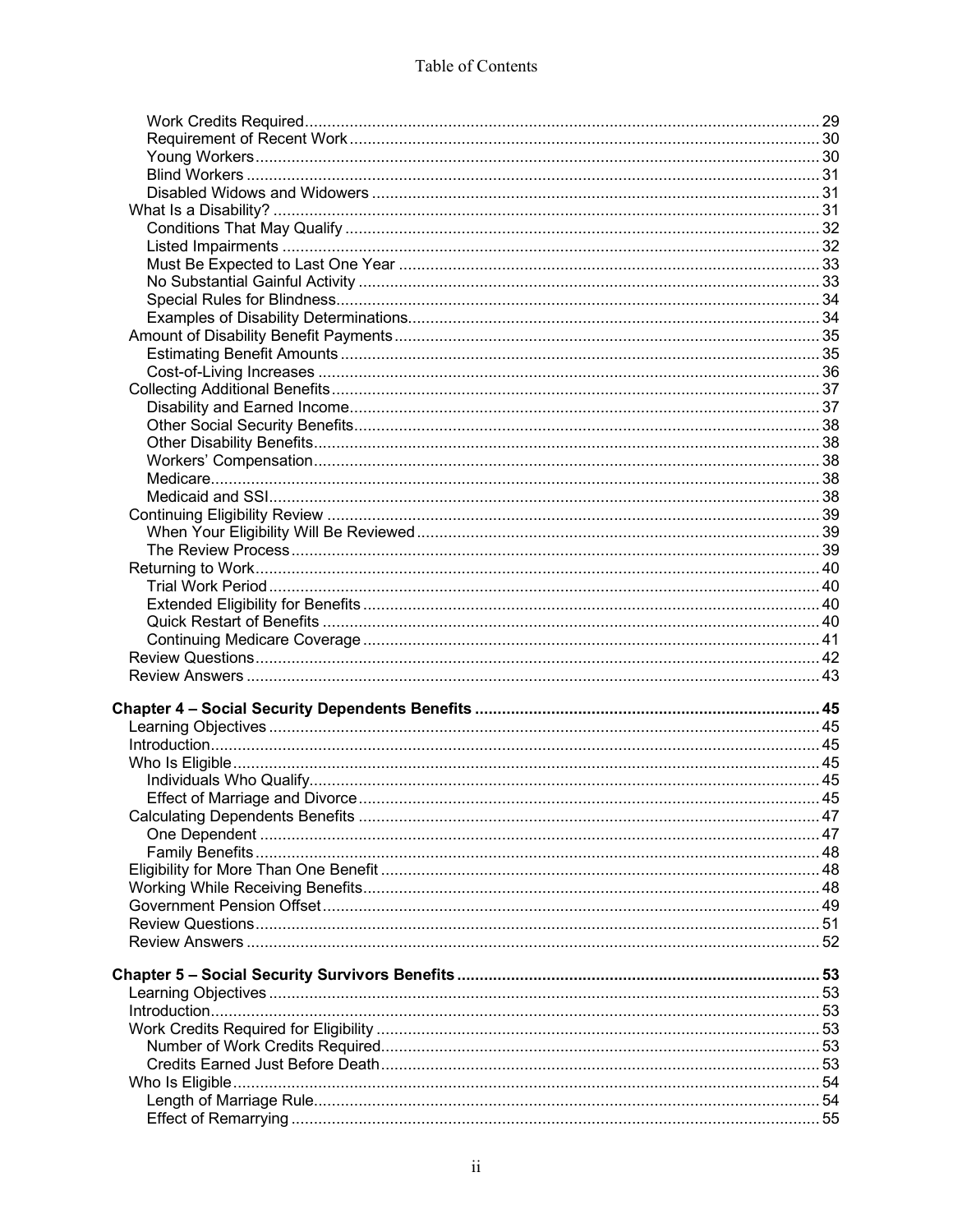Work Credits Required ... 29
Requirement of Recent Work ... 30
Young Workers ... 30
Blind Workers ... 31
Disabled Widows and Widowers ... 31
What Is a Disability? ... 31
Conditions That May Qualify ... 32
Listed Impairments ... 32
Must Be Expected to Last One Year ... 33
No Substantial Gainful Activity ... 33
Special Rules for Blindness ... 34
Examples of Disability Determinations ... 34
Amount of Disability Benefit Payments ... 35
Estimating Benefit Amounts ... 35
Cost-of-Living Increases ... 36
Collecting Additional Benefits ... 37
Disability and Earned Income ... 37
Other Social Security Benefits ... 38
Other Disability Benefits ... 38
Workers' Compensation ... 38
Medicare ... 38
Medicaid and SSI ... 38
Continuing Eligibility Review ... 39
When Your Eligibility Will Be Reviewed ... 39
The Review Process ... 39
Returning to Work ... 40
Trial Work Period ... 40
Extended Eligibility for Benefits ... 40
Quick Restart of Benefits ... 40
Continuing Medicare Coverage ... 41
Review Questions ... 42
Review Answers ... 43

**Chapter 4 – Social Security Dependents Benefits ... 45**
Learning Objectives ... 45
Introduction ... 45
Who Is Eligible ... 45
Individuals Who Qualify ... 45
Effect of Marriage and Divorce ... 45
Calculating Dependents Benefits ... 47
One Dependent ... 47
Family Benefits ... 48
Eligibility for More Than One Benefit ... 48
Working While Receiving Benefits ... 48
Government Pension Offset ... 49
Review Questions ... 51
Review Answers ... 52

**Chapter 5 – Social Security Survivors Benefits ... 53**
Learning Objectives ... 53
Introduction ... 53
Work Credits Required for Eligibility ... 53
Number of Work Credits Required ... 53
Credits Earned Just Before Death ... 53
Who Is Eligible ... 54
Length of Marriage Rule ... 54
Effect of Remarrying ... 55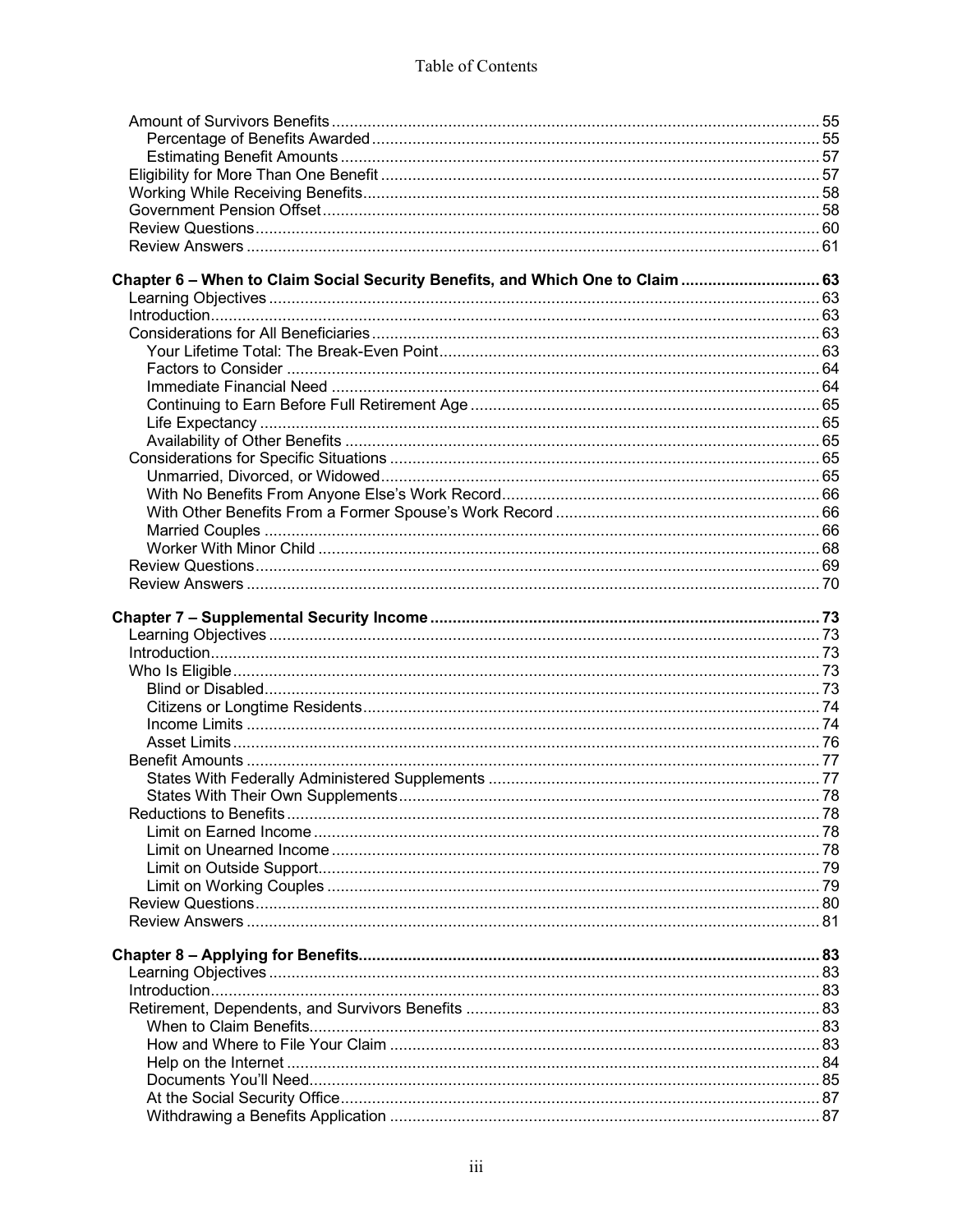Amount of Survivors Benefits ... 55
- Percentage of Benefits Awarded ... 55
- Estimating Benefit Amounts ... 57

Eligibility for More Than One Benefit ... 57
Working While Receiving Benefits ... 58
Government Pension Offset ... 58
Review Questions ... 60
Review Answers ... 61

**Chapter 6 – When to Claim Social Security Benefits, and Which One to Claim ... 63**

Learning Objectives ... 63
Introduction ... 63
Considerations for All Beneficiaries ... 63
- Your Lifetime Total: The Break-Even Point ... 63
- Factors to Consider ... 64
- Immediate Financial Need ... 64
- Continuing to Earn Before Full Retirement Age ... 65
- Life Expectancy ... 65
- Availability of Other Benefits ... 65

Considerations for Specific Situations ... 65
- Unmarried, Divorced, or Widowed ... 65
- With No Benefits From Anyone Else's Work Record ... 66
- With Other Benefits From a Former Spouse's Work Record ... 66
- Married Couples ... 66
- Worker With Minor Child ... 68

Review Questions ... 69
Review Answers ... 70

**Chapter 7 – Supplemental Security Income ... 73**

Learning Objectives ... 73
Introduction ... 73
Who Is Eligible ... 73
- Blind or Disabled ... 73
- Citizens or Longtime Residents ... 74
- Income Limits ... 74
- Asset Limits ... 76

Benefit Amounts ... 77
- States With Federally Administered Supplements ... 77
- States With Their Own Supplements ... 78

Reductions to Benefits ... 78
- Limit on Earned Income ... 78
- Limit on Unearned Income ... 78
- Limit on Outside Support ... 79
- Limit on Working Couples ... 79

Review Questions ... 80
Review Answers ... 81

**Chapter 8 – Applying for Benefits ... 83**

Learning Objectives ... 83
Introduction ... 83
Retirement, Dependents, and Survivors Benefits ... 83
- When to Claim Benefits ... 83
- How and Where to File Your Claim ... 83
- Help on the Internet ... 84
- Documents You'll Need ... 85
- At the Social Security Office ... 87
- Withdrawing a Benefits Application ... 87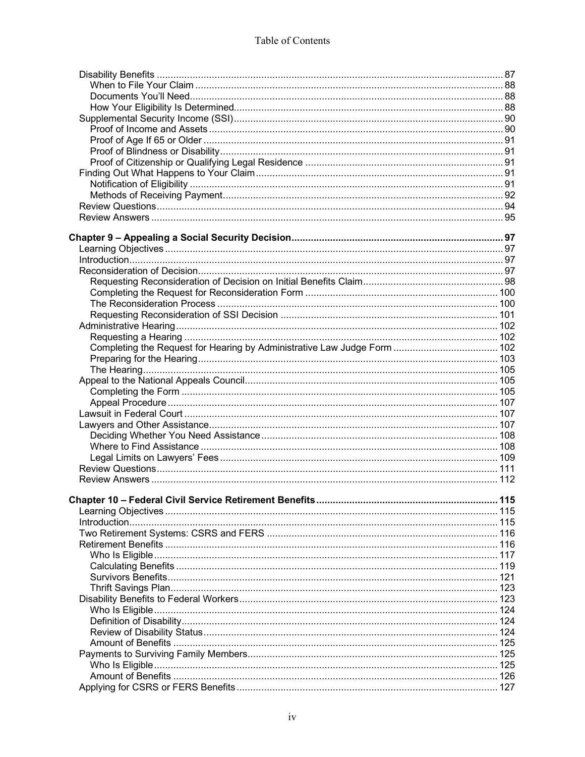Disability Benefits ............................................................. 87
- When to File Your Claim ............................................................. 88
- Documents You'll Need ............................................................. 88
- How Your Eligibility Is Determined ............................................................. 88

Supplemental Security Income (SSI) ............................................................. 90
- Proof of Income and Assets ............................................................. 90
- Proof of Age If 65 or Older ............................................................. 91
- Proof of Blindness or Disability ............................................................. 91
- Proof of Citizenship or Qualifying Legal Residence ............................................................. 91

Finding Out What Happens to Your Claim ............................................................. 91
- Notification of Eligibility ............................................................. 91
- Methods of Receiving Payment ............................................................. 92

Review Questions ............................................................. 94

Review Answers ............................................................. 95

**Chapter 9 – Appealing a Social Security Decision ............................................................. 97**

Learning Objectives ............................................................. 97

Introduction ............................................................. 97

Reconsideration of Decision ............................................................. 97
- Requesting Reconsideration of Decision on Initial Benefits Claim ............................................................. 98
- Completing the Request for Reconsideration Form ............................................................. 100
- The Reconsideration Process ............................................................. 100
- Requesting Reconsideration of SSI Decision ............................................................. 101

Administrative Hearing ............................................................. 102
- Requesting a Hearing ............................................................. 102
- Completing the Request for Hearing by Administrative Law Judge Form ............................................................. 102
- Preparing for the Hearing ............................................................. 103
- The Hearing ............................................................. 105

Appeal to the National Appeals Council ............................................................. 105
- Completing the Form ............................................................. 105
- Appeal Procedure ............................................................. 107

Lawsuit in Federal Court ............................................................. 107

Lawyers and Other Assistance ............................................................. 107
- Deciding Whether You Need Assistance ............................................................. 108
- Where to Find Assistance ............................................................. 108
- Legal Limits on Lawyers' Fees ............................................................. 109

Review Questions ............................................................. 111

Review Answers ............................................................. 112

**Chapter 10 – Federal Civil Service Retirement Benefits ............................................................. 115**

Learning Objectives ............................................................. 115

Introduction ............................................................. 115

Two Retirement Systems: CSRS and FERS ............................................................. 116

Retirement Benefits ............................................................. 116
- Who Is Eligible ............................................................. 117
- Calculating Benefits ............................................................. 119
- Survivors Benefits ............................................................. 121
- Thrift Savings Plan ............................................................. 123

Disability Benefits to Federal Workers ............................................................. 123
- Who Is Eligible ............................................................. 124
- Definition of Disability ............................................................. 124
- Review of Disability Status ............................................................. 124
- Amount of Benefits ............................................................. 125

Payments to Surviving Family Members ............................................................. 125
- Who Is Eligible ............................................................. 125
- Amount of Benefits ............................................................. 126

Applying for CSRS or FERS Benefits ............................................................. 127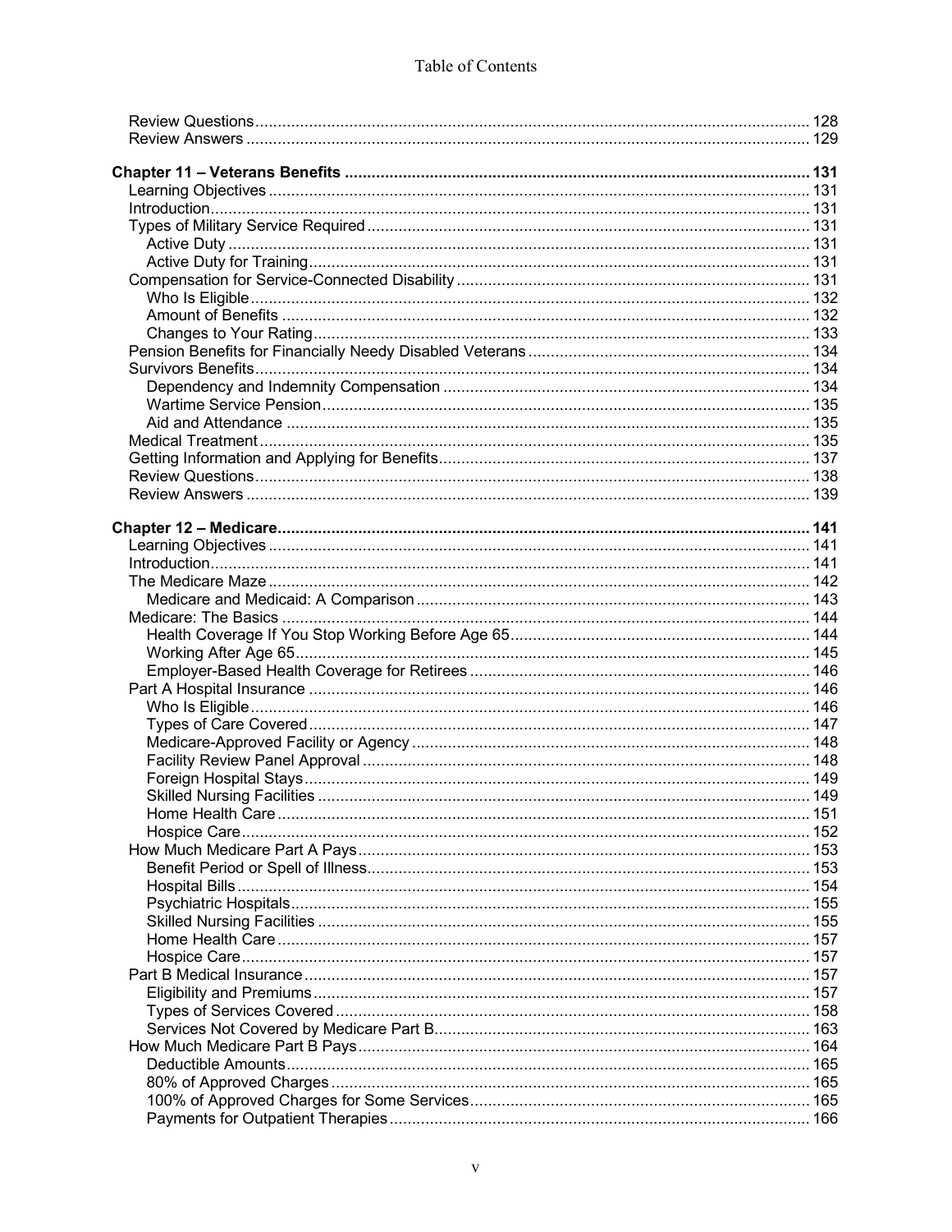Review Questions ... 128
Review Answers ... 129

**Chapter 11 – Veterans Benefits ... 131**

- Learning Objectives ... 131
- Introduction ... 131
- Types of Military Service Required ... 131
  - Active Duty ... 131
  - Active Duty for Training ... 131
- Compensation for Service-Connected Disability ... 131
  - Who Is Eligible ... 132
  - Amount of Benefits ... 132
  - Changes to Your Rating ... 133
- Pension Benefits for Financially Needy Disabled Veterans ... 134
- Survivors Benefits ... 134
  - Dependency and Indemnity Compensation ... 134
  - Wartime Service Pension ... 135
  - Aid and Attendance ... 135
- Medical Treatment ... 135
- Getting Information and Applying for Benefits ... 137
- Review Questions ... 138
- Review Answers ... 139

**Chapter 12 – Medicare ... 141**

- Learning Objectives ... 141
- Introduction ... 141
- The Medicare Maze ... 142
  - Medicare and Medicaid: A Comparison ... 143
- Medicare: The Basics ... 144
  - Health Coverage If You Stop Working Before Age 65 ... 144
  - Working After Age 65 ... 145
  - Employer-Based Health Coverage for Retirees ... 146
- Part A Hospital Insurance ... 146
  - Who Is Eligible ... 146
  - Types of Care Covered ... 147
  - Medicare-Approved Facility or Agency ... 148
  - Facility Review Panel Approval ... 148
  - Foreign Hospital Stays ... 149
  - Skilled Nursing Facilities ... 149
  - Home Health Care ... 151
  - Hospice Care ... 152
- How Much Medicare Part A Pays ... 153
  - Benefit Period or Spell of Illness ... 153
  - Hospital Bills ... 154
  - Psychiatric Hospitals ... 155
  - Skilled Nursing Facilities ... 155
  - Home Health Care ... 157
  - Hospice Care ... 157
- Part B Medical Insurance ... 157
  - Eligibility and Premiums ... 157
  - Types of Services Covered ... 158
  - Services Not Covered by Medicare Part B ... 163
- How Much Medicare Part B Pays ... 164
  - Deductible Amounts ... 165
  - 80% of Approved Charges ... 165
  - 100% of Approved Charges for Some Services ... 165
  - Payments for Outpatient Therapies ... 166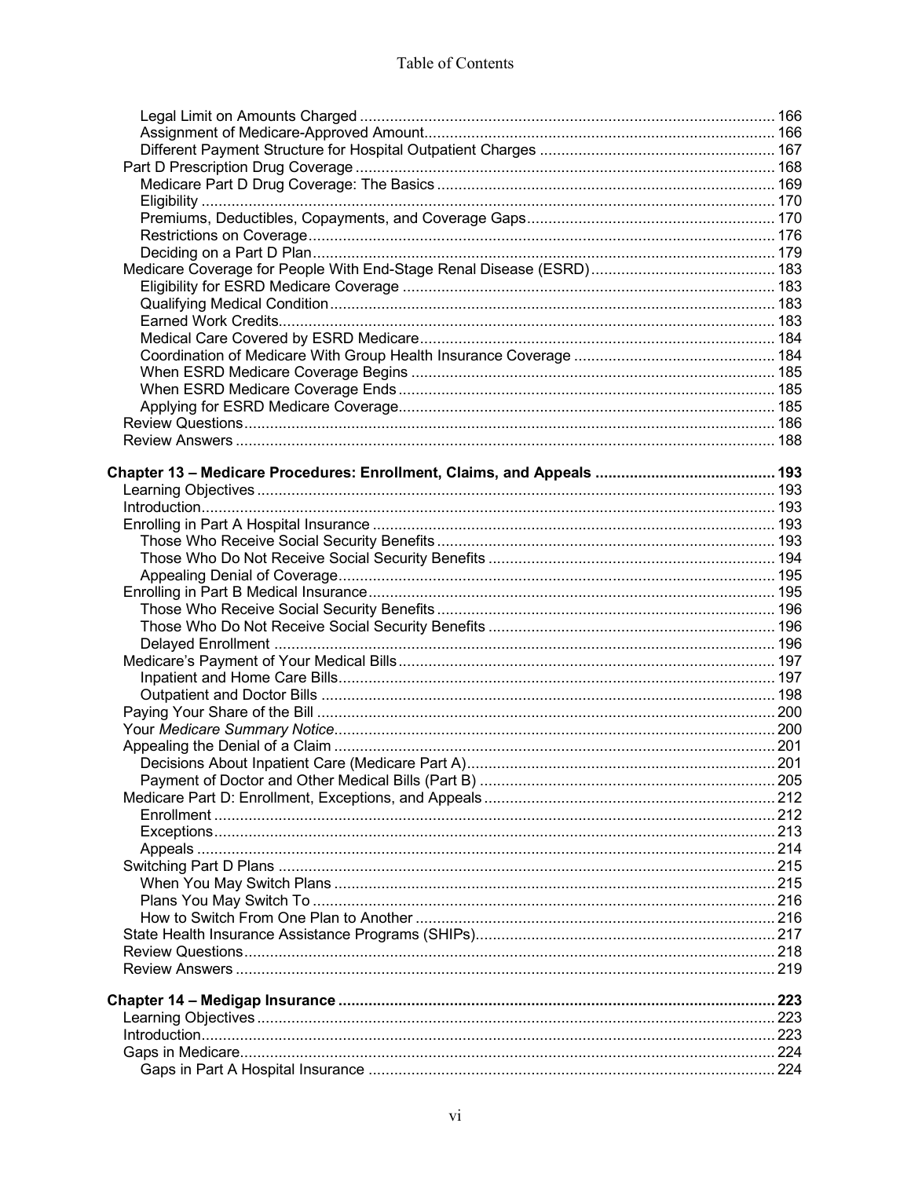Legal Limit on Amounts Charged ........ 166
Assignment of Medicare-Approved Amount ........ 166
Different Payment Structure for Hospital Outpatient Charges ........ 167
Part D Prescription Drug Coverage ........ 168
Medicare Part D Drug Coverage: The Basics ........ 169
Eligibility ........ 170
Premiums, Deductibles, Copayments, and Coverage Gaps ........ 170
Restrictions on Coverage ........ 176
Deciding on a Part D Plan ........ 179
Medicare Coverage for People With End-Stage Renal Disease (ESRD) ........ 183
Eligibility for ESRD Medicare Coverage ........ 183
Qualifying Medical Condition ........ 183
Earned Work Credits ........ 183
Medical Care Covered by ESRD Medicare ........ 184
Coordination of Medicare With Group Health Insurance Coverage ........ 184
When ESRD Medicare Coverage Begins ........ 185
When ESRD Medicare Coverage Ends ........ 185
Applying for ESRD Medicare Coverage ........ 185
Review Questions ........ 186
Review Answers ........ 188

**Chapter 13 – Medicare Procedures: Enrollment, Claims, and Appeals ........ 193**
Learning Objectives ........ 193
Introduction ........ 193
Enrolling in Part A Hospital Insurance ........ 193
Those Who Receive Social Security Benefits ........ 193
Those Who Do Not Receive Social Security Benefits ........ 194
Appealing Denial of Coverage ........ 195
Enrolling in Part B Medical Insurance ........ 195
Those Who Receive Social Security Benefits ........ 196
Those Who Do Not Receive Social Security Benefits ........ 196
Delayed Enrollment ........ 196
Medicare's Payment of Your Medical Bills ........ 197
Inpatient and Home Care Bills ........ 197
Outpatient and Doctor Bills ........ 198
Paying Your Share of the Bill ........ 200
Your *Medicare Summary Notice* ........ 200
Appealing the Denial of a Claim ........ 201
Decisions About Inpatient Care (Medicare Part A) ........ 201
Payment of Doctor and Other Medical Bills (Part B) ........ 205
Medicare Part D: Enrollment, Exceptions, and Appeals ........ 212
Enrollment ........ 212
Exceptions ........ 213
Appeals ........ 214
Switching Part D Plans ........ 215
When You May Switch Plans ........ 215
Plans You May Switch To ........ 216
How to Switch From One Plan to Another ........ 216
State Health Insurance Assistance Programs (SHIPs) ........ 217
Review Questions ........ 218
Review Answers ........ 219

**Chapter 14 – Medigap Insurance ........ 223**
Learning Objectives ........ 223
Introduction ........ 223
Gaps in Medicare ........ 224
Gaps in Part A Hospital Insurance ........ 224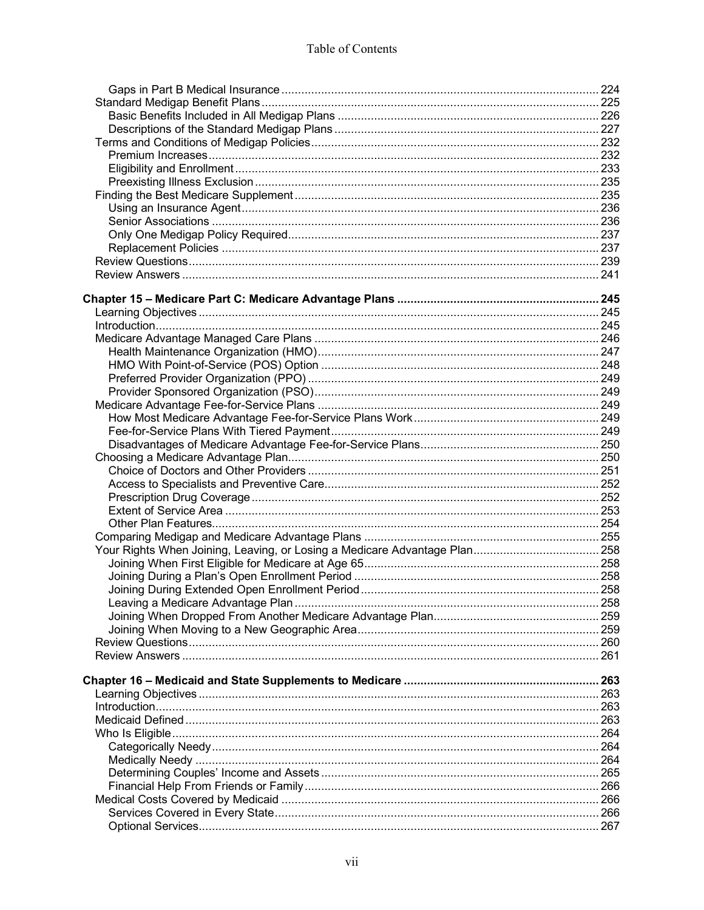Gaps in Part B Medical Insurance ..... 224
Standard Medigap Benefit Plans ..... 225
Basic Benefits Included in All Medigap Plans ..... 226
Descriptions of the Standard Medigap Plans ..... 227
Terms and Conditions of Medigap Policies ..... 232
Premium Increases ..... 232
Eligibility and Enrollment ..... 233
Preexisting Illness Exclusion ..... 235
Finding the Best Medicare Supplement ..... 235
Using an Insurance Agent ..... 236
Senior Associations ..... 236
Only One Medigap Policy Required ..... 237
Replacement Policies ..... 237
Review Questions ..... 239
Review Answers ..... 241

**Chapter 15 – Medicare Part C: Medicare Advantage Plans ..... 245**
Learning Objectives ..... 245
Introduction ..... 245
Medicare Advantage Managed Care Plans ..... 246
Health Maintenance Organization (HMO) ..... 247
HMO With Point-of-Service (POS) Option ..... 248
Preferred Provider Organization (PPO) ..... 249
Provider Sponsored Organization (PSO) ..... 249
Medicare Advantage Fee-for-Service Plans ..... 249
How Most Medicare Advantage Fee-for-Service Plans Work ..... 249
Fee-for-Service Plans With Tiered Payment ..... 249
Disadvantages of Medicare Advantage Fee-for-Service Plans ..... 250
Choosing a Medicare Advantage Plan ..... 250
Choice of Doctors and Other Providers ..... 251
Access to Specialists and Preventive Care ..... 252
Prescription Drug Coverage ..... 252
Extent of Service Area ..... 253
Other Plan Features ..... 254
Comparing Medigap and Medicare Advantage Plans ..... 255
Your Rights When Joining, Leaving, or Losing a Medicare Advantage Plan ..... 258
Joining When First Eligible for Medicare at Age 65 ..... 258
Joining During a Plan's Open Enrollment Period ..... 258
Joining During Extended Open Enrollment Period ..... 258
Leaving a Medicare Advantage Plan ..... 258
Joining When Dropped From Another Medicare Advantage Plan ..... 259
Joining When Moving to a New Geographic Area ..... 259
Review Questions ..... 260
Review Answers ..... 261

**Chapter 16 – Medicaid and State Supplements to Medicare ..... 263**
Learning Objectives ..... 263
Introduction ..... 263
Medicaid Defined ..... 263
Who Is Eligible ..... 264
Categorically Needy ..... 264
Medically Needy ..... 264
Determining Couples' Income and Assets ..... 265
Financial Help From Friends or Family ..... 266
Medical Costs Covered by Medicaid ..... 266
Services Covered in Every State ..... 266
Optional Services ..... 267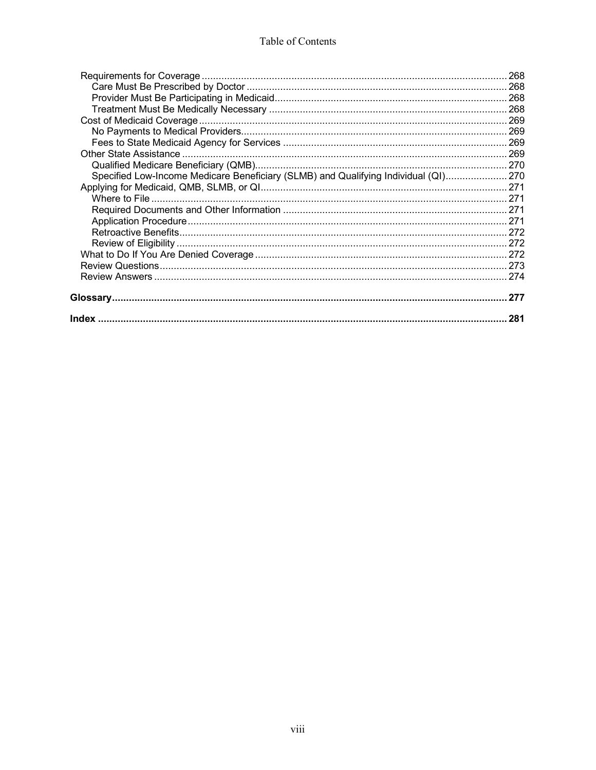- Requirements for Coverage ... 268
  - Care Must Be Prescribed by Doctor ... 268
  - Provider Must Be Participating in Medicaid ... 268
  - Treatment Must Be Medically Necessary ... 268
- Cost of Medicaid Coverage ... 269
  - No Payments to Medical Providers ... 269
  - Fees to State Medicaid Agency for Services ... 269
- Other State Assistance ... 269
  - Qualified Medicare Beneficiary (QMB) ... 270
  - Specified Low-Income Medicare Beneficiary (SLMB) and Qualifying Individual (QI) ... 270
- Applying for Medicaid, QMB, SLMB, or QI ... 271
  - Where to File ... 271
  - Required Documents and Other Information ... 271
  - Application Procedure ... 271
  - Retroactive Benefits ... 272
  - Review of Eligibility ... 272
- What to Do If You Are Denied Coverage ... 272
- Review Questions ... 273
- Review Answers ... 274

**Glossary ... 277**

**Index ... 281**